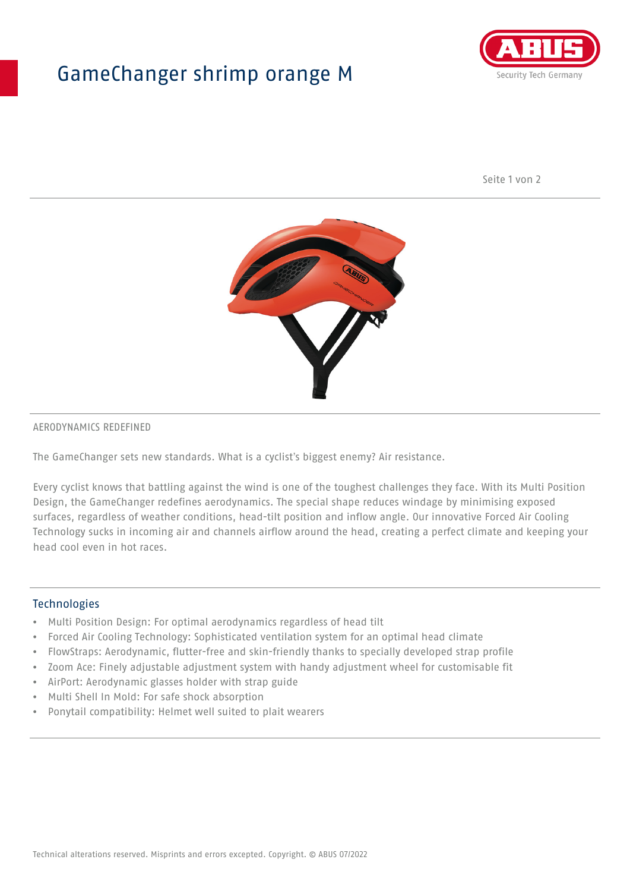# GameChanger shrimp orange M

AERODYNAMICS REDEFINED

The GameChanger sets new standards. What is a cyclist's biggest enemy? Air resistance.

Every cyclist knows that battling against the wind is one of the toughest challenges they face. With its Multi Position Design, the GameChanger redefines aerodynamics. The special shape reduces windage by minimising exposed surfaces, regardless of weather conditions, head-tilt position and inflow angle. Our innovative Forced Air Cooling Technology sucks in incoming air and channels airflow around the head, creating a perfect climate and keeping your head cool even in hot races.

## Technologies

- Multi Position Design: For optimal aerodynamics regardless of head tilt
- Forced Air Cooling Technology: Sophisticated ventilation system for an optimal head climate
- FlowStraps: Aerodynamic, flutter-free and skin-friendly thanks to specially developed strap profile
- Zoom Ace: Finely adjustable adjustment system with handy adjustment wheel for customisable fit
- AirPort: Aerodynamic glasses holder with strap guide
- Multi Shell In Mold: For safe shock absorption
- Ponytail compatibility: Helmet well suited to plait wearers

Technical alterations reserved. Misprints and errors excepted. Copyright. © ABUS 07/2022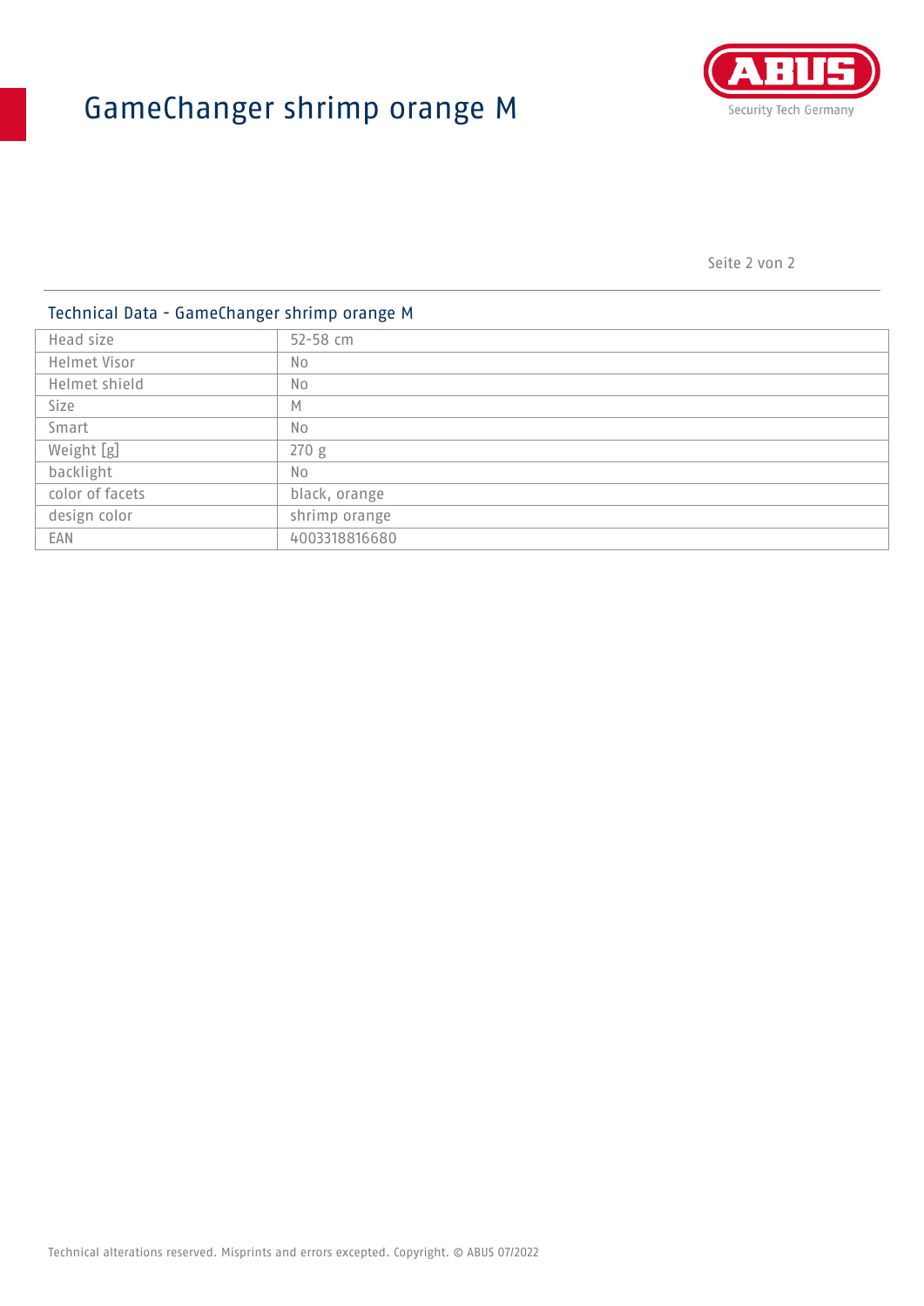# GameChanger shrimp orange M

## Technical Data - GameChanger shrimp orange M

| | |
|---|---|
| Head size | 52-58 cm |
| Helmet Visor | No |
| Helmet shield | No |
| Size | M |
| Smart | No |
| Weight [g] | 270 g |
| backlight | No |
| color of facets | black, orange |
| design color | shrimp orange |
| EAN | 4003318816680 |

Technical alterations reserved. Misprints and errors excepted. Copyright. © ABUS 07/2022